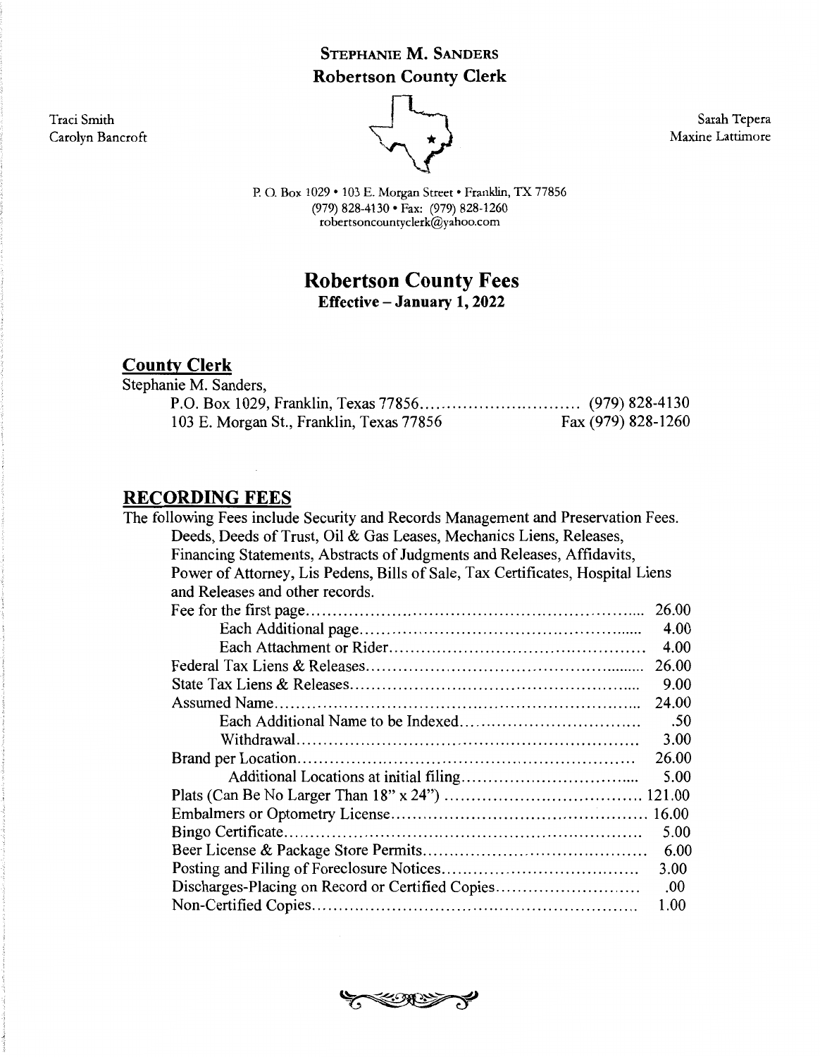**STEPHANIE M. SANDERS**
**Robertson County Clerk**

Traci Smith
Carolyn Bancroft

Sarah Tepera
Maxine Lattimore

P. O. Box 1029 • 103 E. Morgan Street • Franklin, TX 77856
(979) 828-4130 • Fax: (979) 828-1260
robertsoncountyclerk@yahoo.com

# Robertson County Fees

**Effective – January 1, 2022**

## County Clerk

Stephanie M. Sanders,

P.O. Box 1029, Franklin, Texas 77856.............................. (979) 828-4130
103 E. Morgan St., Franklin, Texas 77856 Fax (979) 828-1260

## RECORDING FEES

The following Fees include Security and Records Management and Preservation Fees.
Deeds, Deeds of Trust, Oil & Gas Leases, Mechanics Liens, Releases, Financing Statements, Abstracts of Judgments and Releases, Affidavits, Power of Attorney, Lis Pedens, Bills of Sale, Tax Certificates, Hospital Liens and Releases and other records.

| Item | Fee |
|---|---|
| Fee for the first page | 26.00 |
| Each Additional page | 4.00 |
| Each Attachment or Rider | 4.00 |
| Federal Tax Liens & Releases | 26.00 |
| State Tax Liens & Releases | 9.00 |
| Assumed Name | 24.00 |
| Each Additional Name to be Indexed | .50 |
| Withdrawal | 3.00 |
| Brand per Location | 26.00 |
| Additional Locations at initial filing | 5.00 |
| Plats (Can Be No Larger Than 18" x 24") | 121.00 |
| Embalmers or Optometry License | 16.00 |
| Bingo Certificate | 5.00 |
| Beer License & Package Store Permits | 6.00 |
| Posting and Filing of Foreclosure Notices | 3.00 |
| Discharges-Placing on Record or Certified Copies | .00 |
| Non-Certified Copies | 1.00 |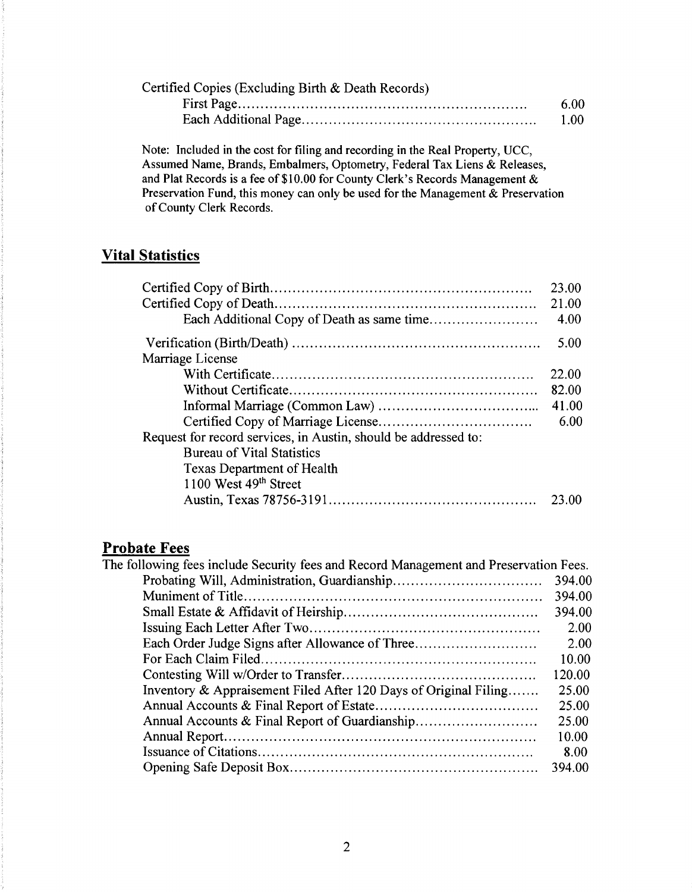| Certified Copies (Excluding Birth & Death Records) | |
|---|---|
| First Page | 6.00 |
| Each Additional Page | 1.00 |

Note: Included in the cost for filing and recording in the Real Property, UCC, Assumed Name, Brands, Embalmers, Optometry, Federal Tax Liens & Releases, and Plat Records is a fee of $10.00 for County Clerk's Records Management & Preservation Fund, this money can only be used for the Management & Preservation of County Clerk Records.

## Vital Statistics

| Item | Fee |
|---|---|
| Certified Copy of Birth | 23.00 |
| Certified Copy of Death | 21.00 |
| Each Additional Copy of Death as same time | 4.00 |
| Verification (Birth/Death) | 5.00 |
| Marriage License | |
| With Certificate | 22.00 |
| Without Certificate | 82.00 |
| Informal Marriage (Common Law) | 41.00 |
| Certified Copy of Marriage License | 6.00 |
| Request for record services, in Austin, should be addressed to: Bureau of Vital Statistics, Texas Department of Health, 1100 West 49th Street, Austin, Texas 78756-3191 | 23.00 |

## Probate Fees

The following fees include Security fees and Record Management and Preservation Fees.

| Item | Fee |
|---|---|
| Probating Will, Administration, Guardianship | 394.00 |
| Muniment of Title | 394.00 |
| Small Estate & Affidavit of Heirship | 394.00 |
| Issuing Each Letter After Two | 2.00 |
| Each Order Judge Signs after Allowance of Three | 2.00 |
| For Each Claim Filed | 10.00 |
| Contesting Will w/Order to Transfer | 120.00 |
| Inventory & Appraisement Filed After 120 Days of Original Filing | 25.00 |
| Annual Accounts & Final Report of Estate | 25.00 |
| Annual Accounts & Final Report of Guardianship | 25.00 |
| Annual Report | 10.00 |
| Issuance of Citations | 8.00 |
| Opening Safe Deposit Box | 394.00 |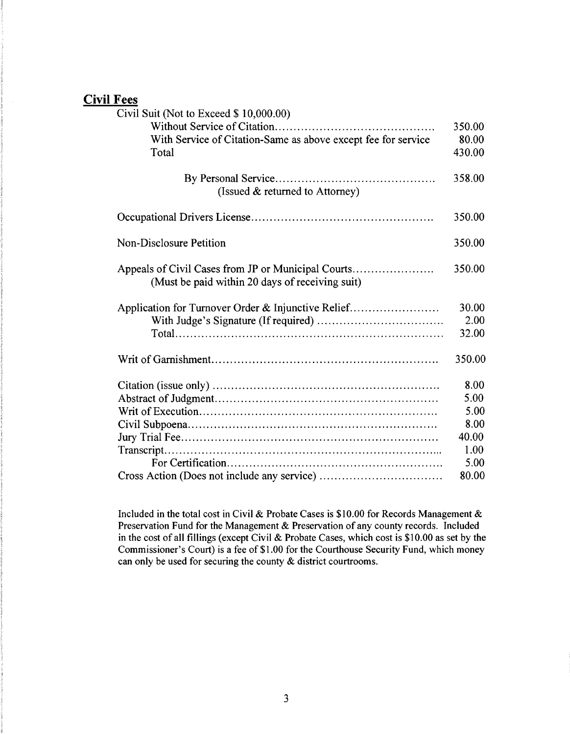## Civil Fees

| | |
|---|---|
| Civil Suit (Not to Exceed $ 10,000.00) | |
| Without Service of Citation | 350.00 |
| With Service of Citation-Same as above except fee for service | 80.00 |
| Total | 430.00 |
| By Personal Service (Issued & returned to Attorney) | 358.00 |
| Occupational Drivers License | 350.00 |
| Non-Disclosure Petition | 350.00 |
| Appeals of Civil Cases from JP or Municipal Courts (Must be paid within 20 days of receiving suit) | 350.00 |
| Application for Turnover Order & Injunctive Relief | 30.00 |
| With Judge's Signature (If required) | 2.00 |
| Total | 32.00 |
| Writ of Garnishment | 350.00 |
| Citation (issue only) | 8.00 |
| Abstract of Judgment | 5.00 |
| Writ of Execution | 5.00 |
| Civil Subpoena | 8.00 |
| Jury Trial Fee | 40.00 |
| Transcript | 1.00 |
| For Certification | 5.00 |
| Cross Action (Does not include any service) | 80.00 |

Included in the total cost in Civil & Probate Cases is $10.00 for Records Management & Preservation Fund for the Management & Preservation of any county records. Included in the cost of all fillings (except Civil & Probate Cases, which cost is $10.00 as set by the Commissioner's Court) is a fee of $1.00 for the Courthouse Security Fund, which money can only be used for securing the county & district courtrooms.